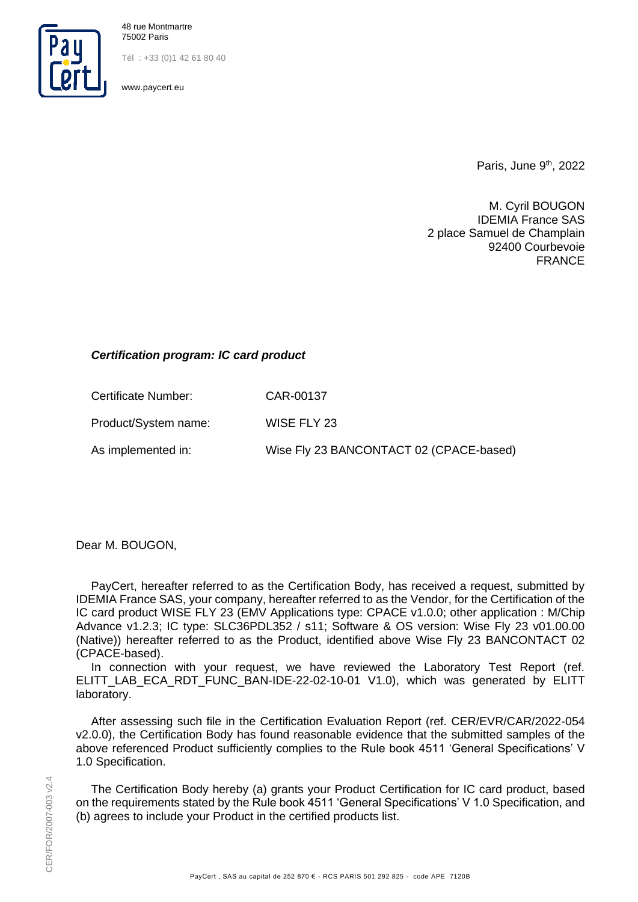48 rue Montmartre
75002 Paris

Tél : +33 (0)1 42 61 80 40

www.paycert.eu

Paris, June 9th, 2022

M. Cyril BOUGON
IDEMIA France SAS
2 place Samuel de Champlain
92400 Courbevoie
FRANCE

***Certification program: IC card product***

Certificate Number: CAR-00137

Product/System name: WISE FLY 23

As implemented in: Wise Fly 23 BANCONTACT 02 (CPACE-based)

Dear M. BOUGON,

PayCert, hereafter referred to as the Certification Body, has received a request, submitted by IDEMIA France SAS, your company, hereafter referred to as the Vendor, for the Certification of the IC card product WISE FLY 23 (EMV Applications type: CPACE v1.0.0; other application : M/Chip Advance v1.2.3; IC type: SLC36PDL352 / s11; Software & OS version: Wise Fly 23 v01.00.00 (Native)) hereafter referred to as the Product, identified above Wise Fly 23 BANCONTACT 02 (CPACE-based).

In connection with your request, we have reviewed the Laboratory Test Report (ref. ELITT_LAB_ECA_RDT_FUNC_BAN-IDE-22-02-10-01 V1.0), which was generated by ELITT laboratory.

After assessing such file in the Certification Evaluation Report (ref. CER/EVR/CAR/2022-054 v2.0.0), the Certification Body has found reasonable evidence that the submitted samples of the above referenced Product sufficiently complies to the Rule book 4511 'General Specifications' V 1.0 Specification.

The Certification Body hereby (a) grants your Product Certification for IC card product, based on the requirements stated by the Rule book 4511 'General Specifications' V 1.0 Specification, and (b) agrees to include your Product in the certified products list.

CER/FOR/2007-003 v2.4

PayCert , SAS au capital de 252 870 € - RCS PARIS 501 292 825 - code APE 7120B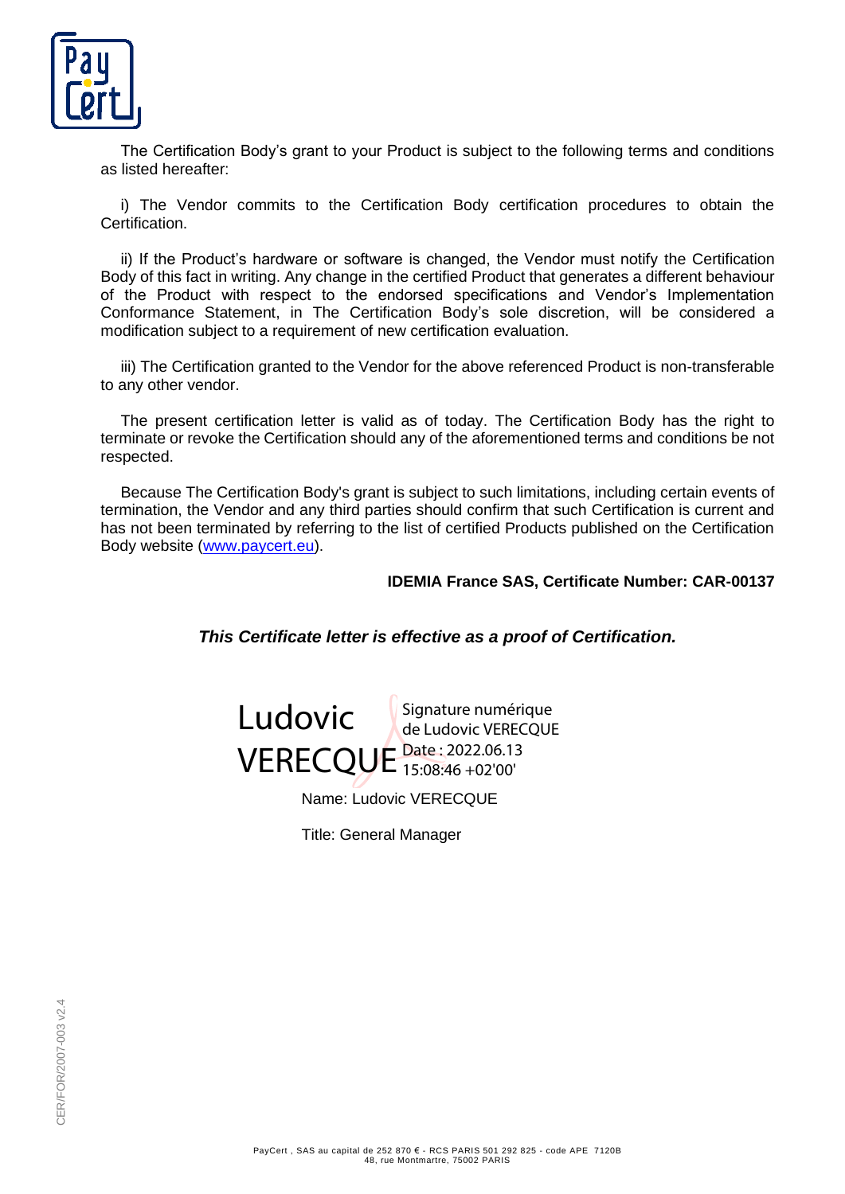The Certification Body's grant to your Product is subject to the following terms and conditions as listed hereafter:

i) The Vendor commits to the Certification Body certification procedures to obtain the Certification.

ii) If the Product's hardware or software is changed, the Vendor must notify the Certification Body of this fact in writing. Any change in the certified Product that generates a different behaviour of the Product with respect to the endorsed specifications and Vendor's Implementation Conformance Statement, in The Certification Body's sole discretion, will be considered a modification subject to a requirement of new certification evaluation.

iii) The Certification granted to the Vendor for the above referenced Product is non-transferable to any other vendor.

The present certification letter is valid as of today. The Certification Body has the right to terminate or revoke the Certification should any of the aforementioned terms and conditions be not respected.

Because The Certification Body's grant is subject to such limitations, including certain events of termination, the Vendor and any third parties should confirm that such Certification is current and has not been terminated by referring to the list of certified Products published on the Certification Body website ([www.paycert.eu](www.paycert.eu)).

**IDEMIA France SAS, Certificate Number: CAR-00137**

***This Certificate letter is effective as a proof of Certification.***

Ludovic VERECQUE

Signature numérique de Ludovic VERECQUE
Date : 2022.06.13 15:08:46 +02'00'

Name: Ludovic VERECQUE

Title: General Manager

CER/FOR/2007-003 v2.4

PayCert , SAS au capital de 252 870 € - RCS PARIS 501 292 825 - code APE 7120B
48, rue Montmartre, 75002 PARIS